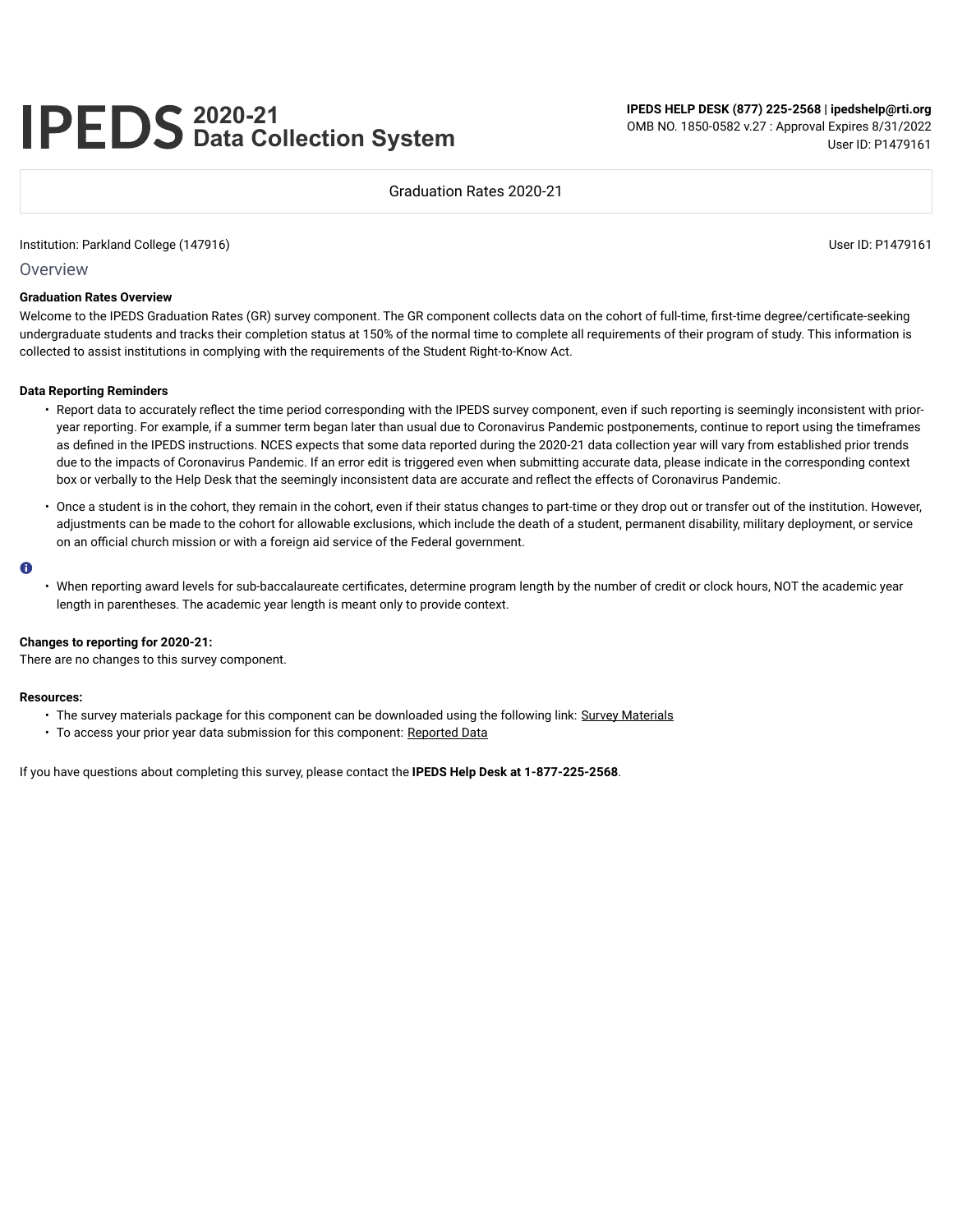# IPEDS 2020-21 Data Collection System

**IPEDS HELP DESK (877) 225-2568 | ipedshelp@rti.org**
OMB NO. 1850-0582 v.27 : Approval Expires 8/31/2022
User ID: P1479161

Graduation Rates 2020-21

Institution: Parkland College (147916)

User ID: P1479161

## Overview

**Graduation Rates Overview**

Welcome to the IPEDS Graduation Rates (GR) survey component. The GR component collects data on the cohort of full-time, first-time degree/certificate-seeking undergraduate students and tracks their completion status at 150% of the normal time to complete all requirements of their program of study. This information is collected to assist institutions in complying with the requirements of the Student Right-to-Know Act.

**Data Reporting Reminders**

- Report data to accurately reflect the time period corresponding with the IPEDS survey component, even if such reporting is seemingly inconsistent with prior-year reporting. For example, if a summer term began later than usual due to Coronavirus Pandemic postponements, continue to report using the timeframes as defined in the IPEDS instructions. NCES expects that some data reported during the 2020-21 data collection year will vary from established prior trends due to the impacts of Coronavirus Pandemic. If an error edit is triggered even when submitting accurate data, please indicate in the corresponding context box or verbally to the Help Desk that the seemingly inconsistent data are accurate and reflect the effects of Coronavirus Pandemic.
- Once a student is in the cohort, they remain in the cohort, even if their status changes to part-time or they drop out or transfer out of the institution. However, adjustments can be made to the cohort for allowable exclusions, which include the death of a student, permanent disability, military deployment, or service on an official church mission or with a foreign aid service of the Federal government.

- When reporting award levels for sub-baccalaureate certificates, determine program length by the number of credit or clock hours, NOT the academic year length in parentheses. The academic year length is meant only to provide context.

**Changes to reporting for 2020-21:**
There are no changes to this survey component.

**Resources:**

- The survey materials package for this component can be downloaded using the following link: Survey Materials
- To access your prior year data submission for this component: Reported Data

If you have questions about completing this survey, please contact the **IPEDS Help Desk at 1-877-225-2568**.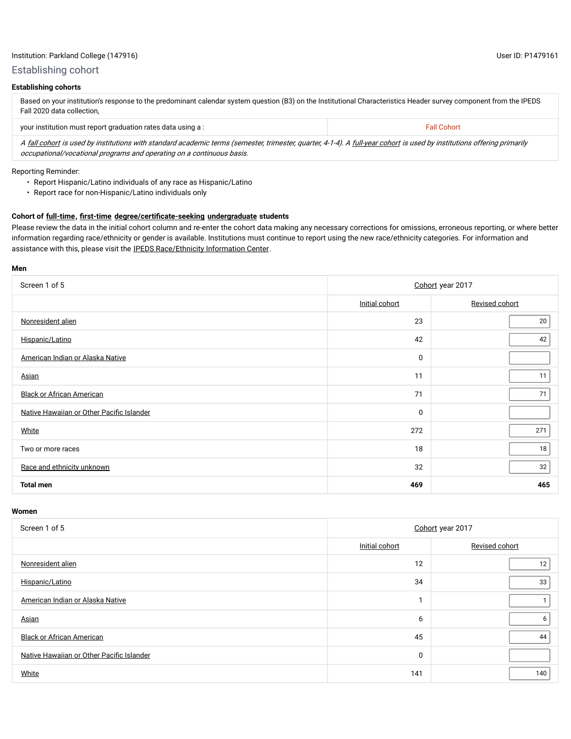Institution: Parkland College (147916)

User ID: P1479161

## Establishing cohort

### Establishing cohorts

| | |
|---|---|
| Based on your institution's response to the predominant calendar system question (B3) on the Institutional Characteristics Header survey component from the IPEDS Fall 2020 data collection, | |
| your institution must report graduation rates data using a : | Fall Cohort |
| *A fall cohort is used by institutions with standard academic terms (semester, trimester, quarter, 4-1-4). A full-year cohort is used by institutions offering primarily occupational/vocational programs and operating on a continuous basis.* | |

Reporting Reminder:

- Report Hispanic/Latino individuals of any race as Hispanic/Latino
- Report race for non-Hispanic/Latino individuals only

### Cohort of full-time, first-time degree/certificate-seeking undergraduate students

Please review the data in the initial cohort column and re-enter the cohort data making any necessary corrections for omissions, erroneous reporting, or where better information regarding race/ethnicity or gender is available. Institutions must continue to report using the new race/ethnicity categories. For information and assistance with this, please visit the IPEDS Race/Ethnicity Information Center.

**Men**

| Screen 1 of 5 | Cohort year 2017 | |
|---|---|---|
| | Initial cohort | Revised cohort |
| Nonresident alien | 23 | 20 |
| Hispanic/Latino | 42 | 42 |
| American Indian or Alaska Native | 0 | |
| Asian | 11 | 11 |
| Black or African American | 71 | 71 |
| Native Hawaiian or Other Pacific Islander | 0 | |
| White | 272 | 271 |
| Two or more races | 18 | 18 |
| Race and ethnicity unknown | 32 | 32 |
| **Total men** | **469** | **465** |

**Women**

| Screen 1 of 5 | Cohort year 2017 | |
|---|---|---|
| | Initial cohort | Revised cohort |
| Nonresident alien | 12 | 12 |
| Hispanic/Latino | 34 | 33 |
| American Indian or Alaska Native | 1 | 1 |
| Asian | 6 | 6 |
| Black or African American | 45 | 44 |
| Native Hawaiian or Other Pacific Islander | 0 | |
| White | 141 | 140 |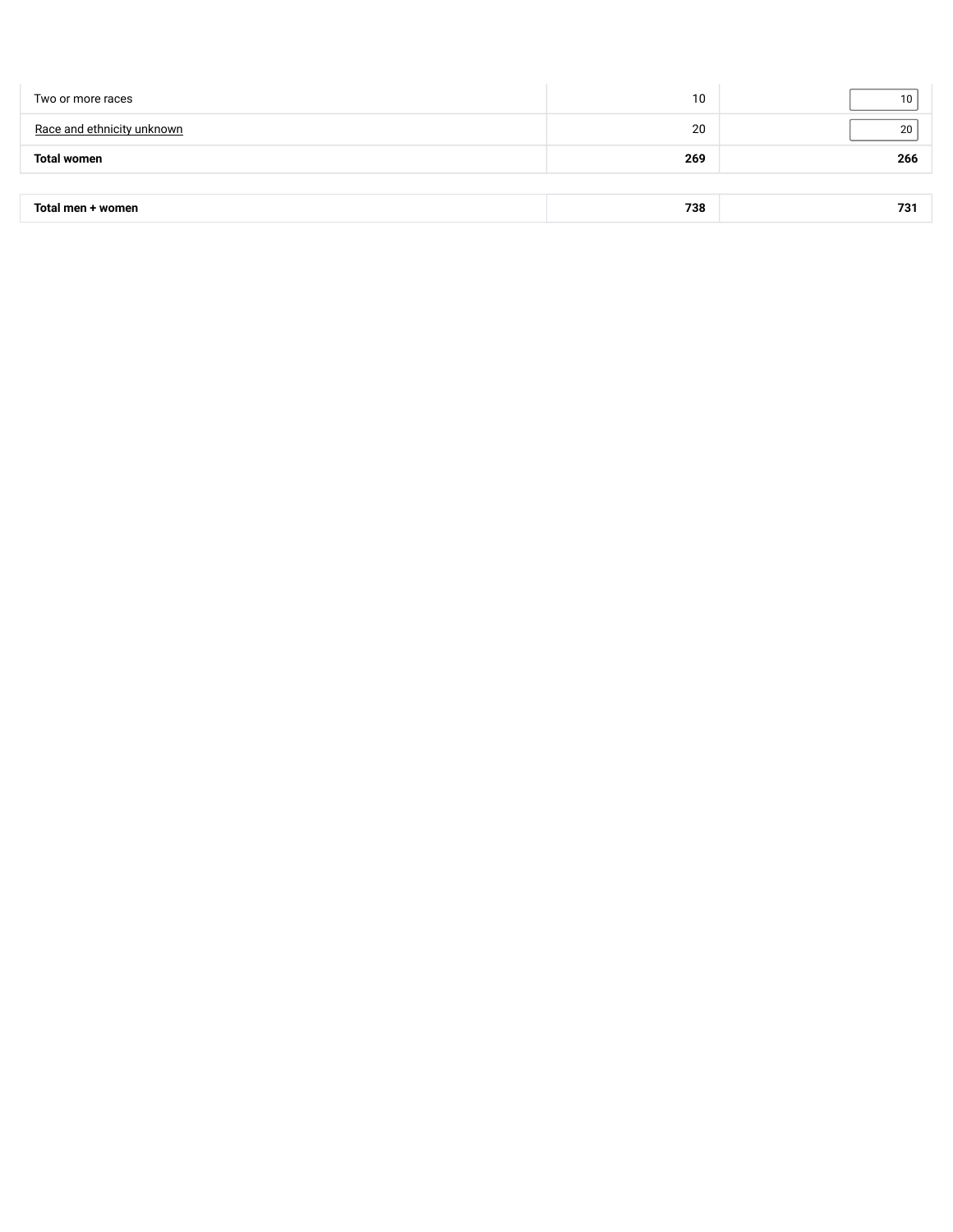| | | |
|---|---|---|
| Two or more races | 10 | 10 |
| Race and ethnicity unknown | 20 | 20 |
| **Total women** | **269** | **266** |
| **Total men + women** | **738** | **731** |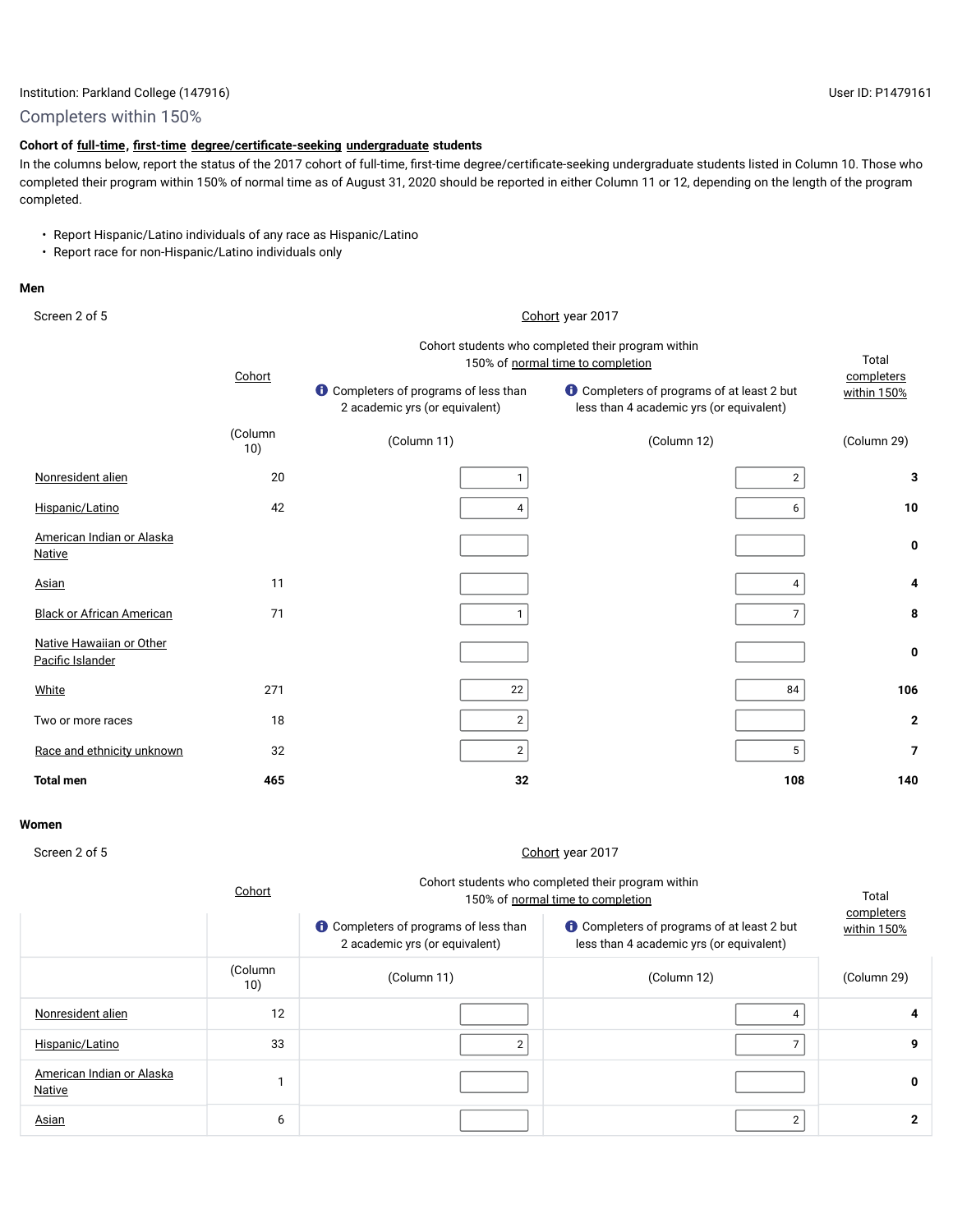Institution: Parkland College (147916)

User ID: P1479161

## Completers within 150%

**Cohort of full-time, first-time degree/certificate-seeking undergraduate students**

In the columns below, report the status of the 2017 cohort of full-time, first-time degree/certificate-seeking undergraduate students listed in Column 10. Those who completed their program within 150% of normal time as of August 31, 2020 should be reported in either Column 11 or 12, depending on the length of the program completed.

- Report Hispanic/Latino individuals of any race as Hispanic/Latino
- Report race for non-Hispanic/Latino individuals only

### Men

Screen 2 of 5

| | Cohort | Cohort year 2017 Cohort students who completed their program within 150% of normal time to completion | | Total completers within 150% |
|---|---|---|---|---|
| | | Completers of programs of less than 2 academic yrs (or equivalent) | Completers of programs of at least 2 but less than 4 academic yrs (or equivalent) | |
| | (Column 10) | (Column 11) | (Column 12) | (Column 29) |
| Nonresident alien | 20 | 1 | 2 | 3 |
| Hispanic/Latino | 42 | 4 | 6 | 10 |
| American Indian or Alaska Native | | | | 0 |
| Asian | 11 | | 4 | 4 |
| Black or African American | 71 | 1 | 7 | 8 |
| Native Hawaiian or Other Pacific Islander | | | | 0 |
| White | 271 | 22 | 84 | 106 |
| Two or more races | 18 | 2 | | 2 |
| Race and ethnicity unknown | 32 | 2 | 5 | 7 |
| **Total men** | **465** | **32** | **108** | **140** |

### Women

Screen 2 of 5

| | Cohort | Cohort year 2017 Cohort students who completed their program within 150% of normal time to completion | | Total completers within 150% |
|---|---|---|---|---|
| | | Completers of programs of less than 2 academic yrs (or equivalent) | Completers of programs of at least 2 but less than 4 academic yrs (or equivalent) | |
| | (Column 10) | (Column 11) | (Column 12) | (Column 29) |
| Nonresident alien | 12 | | 4 | 4 |
| Hispanic/Latino | 33 | 2 | 7 | 9 |
| American Indian or Alaska Native | 1 | | | 0 |
| Asian | 6 | | 2 | 2 |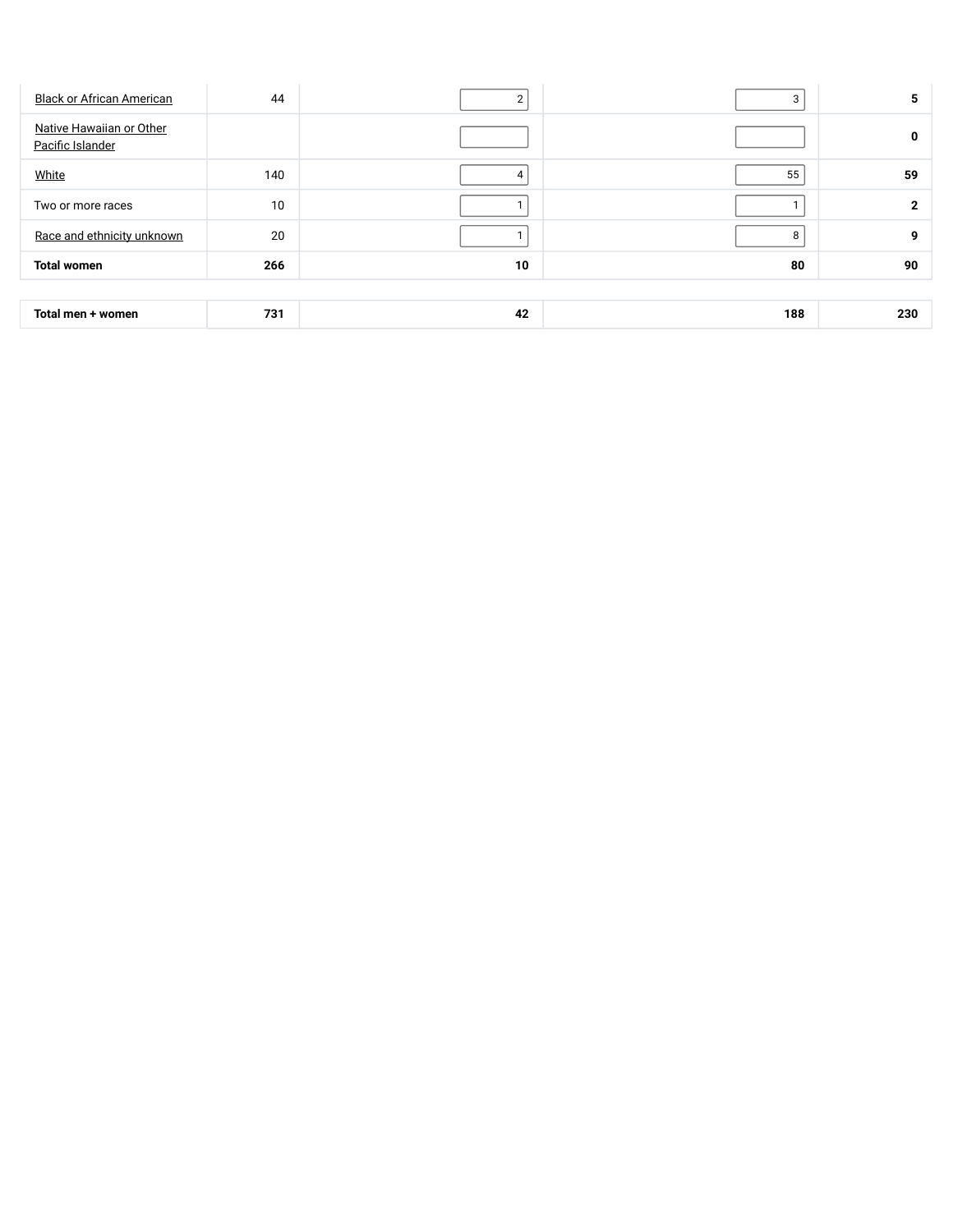| | | | | |
|---|---|---|---|---|
| Black or African American | 44 | 2 | 3 | **5** |
| Native Hawaiian or Other Pacific Islander | | | | **0** |
| White | 140 | 4 | 55 | **59** |
| Two or more races | 10 | 1 | 1 | **2** |
| Race and ethnicity unknown | 20 | 1 | 8 | **9** |
| **Total women** | **266** | **10** | **80** | **90** |
| **Total men + women** | **731** | **42** | **188** | **230** |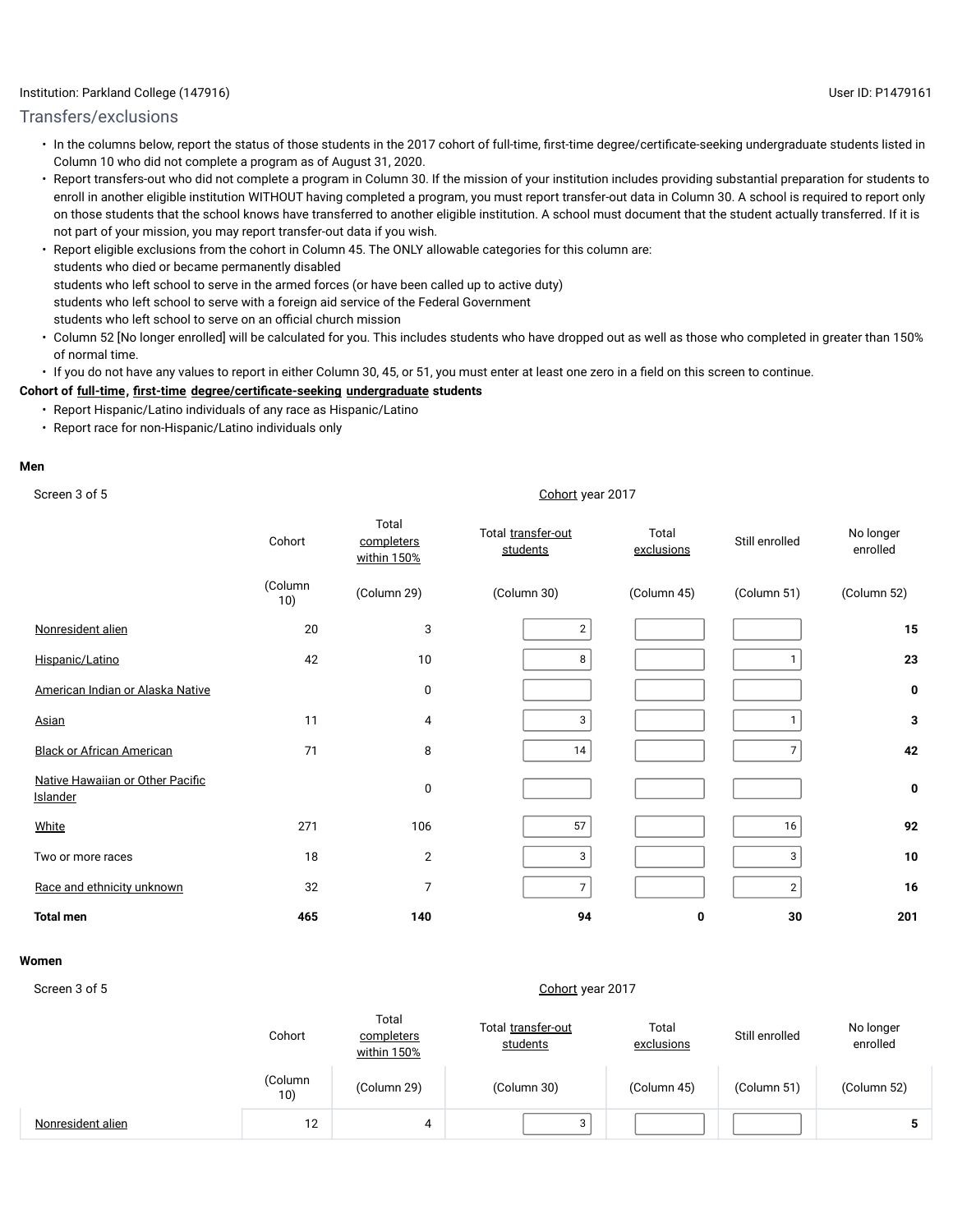Institution: Parkland College (147916)

User ID: P1479161

## Transfers/exclusions

- In the columns below, report the status of those students in the 2017 cohort of full-time, first-time degree/certificate-seeking undergraduate students listed in Column 10 who did not complete a program as of August 31, 2020.
- Report transfers-out who did not complete a program in Column 30. If the mission of your institution includes providing substantial preparation for students to enroll in another eligible institution WITHOUT having completed a program, you must report transfer-out data in Column 30. A school is required to report only on those students that the school knows have transferred to another eligible institution. A school must document that the student actually transferred. If it is not part of your mission, you may report transfer-out data if you wish.
- Report eligible exclusions from the cohort in Column 45. The ONLY allowable categories for this column are:
  students who died or became permanently disabled
  students who left school to serve in the armed forces (or have been called up to active duty)
  students who left school to serve with a foreign aid service of the Federal Government
  students who left school to serve on an official church mission
- Column 52 [No longer enrolled] will be calculated for you. This includes students who have dropped out as well as those who completed in greater than 150% of normal time.
- If you do not have any values to report in either Column 30, 45, or 51, you must enter at least one zero in a field on this screen to continue.

**Cohort of full-time, first-time degree/certificate-seeking undergraduate students**

- Report Hispanic/Latino individuals of any race as Hispanic/Latino
- Report race for non-Hispanic/Latino individuals only

**Men**

Screen 3 of 5

Cohort year 2017

| | Cohort | Total completers within 150% | Total transfer-out students | Total exclusions | Still enrolled | No longer enrolled |
|---|---|---|---|---|---|---|
| | (Column 10) | (Column 29) | (Column 30) | (Column 45) | (Column 51) | (Column 52) |
| Nonresident alien | 20 | 3 | 2 | | | **15** |
| Hispanic/Latino | 42 | 10 | 8 | | 1 | **23** |
| American Indian or Alaska Native | | 0 | | | | **0** |
| Asian | 11 | 4 | 3 | | 1 | **3** |
| Black or African American | 71 | 8 | 14 | | 7 | **42** |
| Native Hawaiian or Other Pacific Islander | | 0 | | | | **0** |
| White | 271 | 106 | 57 | | 16 | **92** |
| Two or more races | 18 | 2 | 3 | | 3 | **10** |
| Race and ethnicity unknown | 32 | 7 | 7 | | 2 | **16** |
| **Total men** | **465** | **140** | **94** | **0** | **30** | **201** |

**Women**

Screen 3 of 5

Cohort year 2017

| | Cohort | Total completers within 150% | Total transfer-out students | Total exclusions | Still enrolled | No longer enrolled |
|---|---|---|---|---|---|---|
| | (Column 10) | (Column 29) | (Column 30) | (Column 45) | (Column 51) | (Column 52) |
| Nonresident alien | 12 | 4 | 3 | | | **5** |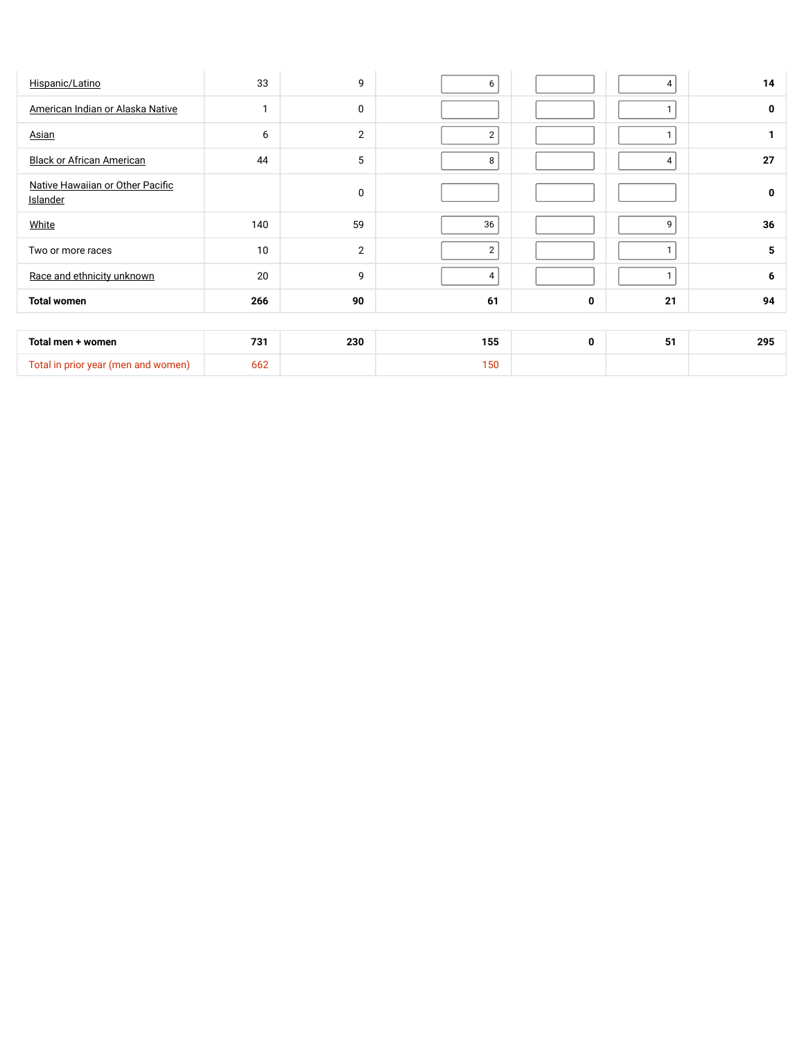| | | | | | | |
|---|---|---|---|---|---|---|
| Hispanic/Latino | 33 | 9 | 6 | | 4 | **14** |
| American Indian or Alaska Native | 1 | 0 | | | 1 | **0** |
| Asian | 6 | 2 | 2 | | 1 | **1** |
| Black or African American | 44 | 5 | 8 | | 4 | **27** |
| Native Hawaiian or Other Pacific Islander | | 0 | | | | **0** |
| White | 140 | 59 | 36 | | 9 | **36** |
| Two or more races | 10 | 2 | 2 | | 1 | **5** |
| Race and ethnicity unknown | 20 | 9 | 4 | | 1 | **6** |
| **Total women** | **266** | **90** | **61** | **0** | **21** | **94** |
| **Total men + women** | **731** | **230** | **155** | **0** | **51** | **295** |
| Total in prior year (men and women) | 662 | | 150 | | | |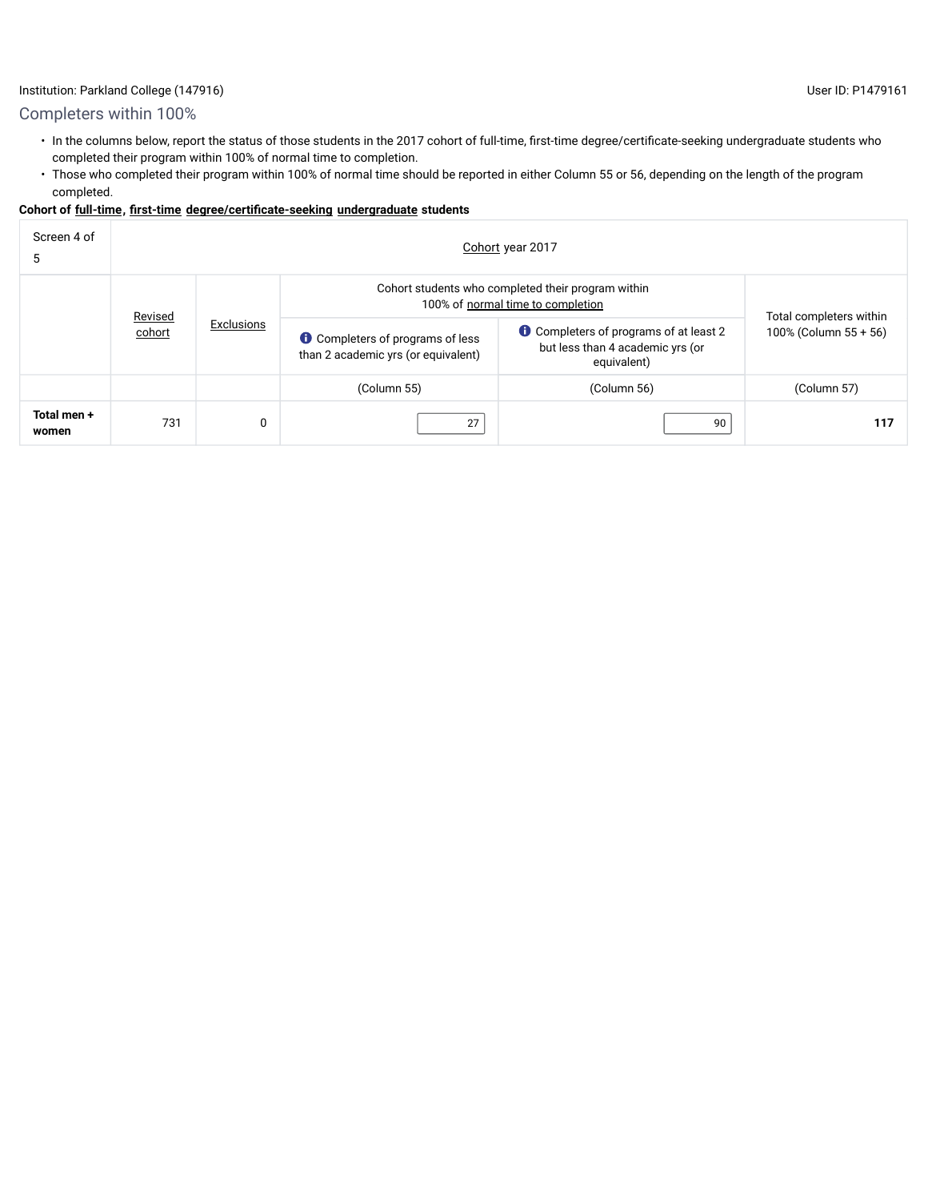Institution: Parkland College (147916)

User ID: P1479161

## Completers within 100%

- In the columns below, report the status of those students in the 2017 cohort of full-time, first-time degree/certificate-seeking undergraduate students who completed their program within 100% of normal time to completion.
- Those who completed their program within 100% of normal time should be reported in either Column 55 or 56, depending on the length of the program completed.

**Cohort of full-time, first-time degree/certificate-seeking undergraduate students**

| Screen 4 of 5 | Cohort year 2017 | | | | |
|---|---|---|---|---|---|
| | Revised cohort | Exclusions | Cohort students who completed their program within 100% of normal time to completion | | Total completers within 100% (Column 55 + 56) |
| | | | Completers of programs of less than 2 academic yrs (or equivalent) | Completers of programs of at least 2 but less than 4 academic yrs (or equivalent) | |
| | | | (Column 55) | (Column 56) | (Column 57) |
| **Total men + women** | 731 | 0 | 27 | 90 | **117** |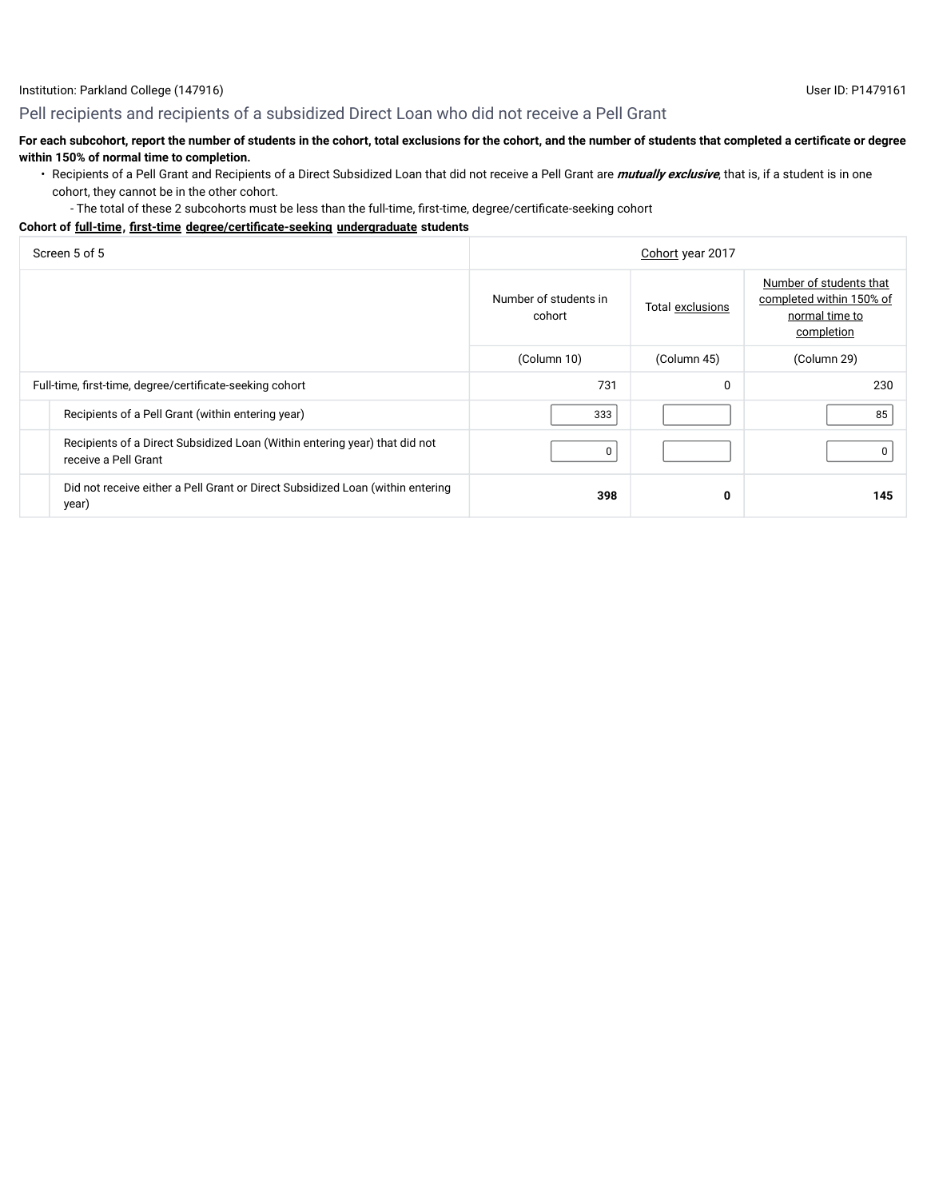Institution: Parkland College (147916)

User ID: P1479161

## Pell recipients and recipients of a subsidized Direct Loan who did not receive a Pell Grant

**For each subcohort, report the number of students in the cohort, total exclusions for the cohort, and the number of students that completed a certificate or degree within 150% of normal time to completion.**

- Recipients of a Pell Grant and Recipients of a Direct Subsidized Loan that did not receive a Pell Grant are ***mutually exclusive***, that is, if a student is in one cohort, they cannot be in the other cohort.
  - The total of these 2 subcohorts must be less than the full-time, first-time, degree/certificate-seeking cohort

**Cohort of full-time, first-time degree/certificate-seeking undergraduate students**

| Screen 5 of 5 | Cohort year 2017 | | |
|---|---|---|---|
| | Number of students in cohort | Total exclusions | Number of students that completed within 150% of normal time to completion |
| | (Column 10) | (Column 45) | (Column 29) |
| Full-time, first-time, degree/certificate-seeking cohort | 731 | 0 | 230 |
| Recipients of a Pell Grant (within entering year) | 333 | | 85 |
| Recipients of a Direct Subsidized Loan (Within entering year) that did not receive a Pell Grant | 0 | | 0 |
| Did not receive either a Pell Grant or Direct Subsidized Loan (within entering year) | **398** | **0** | **145** |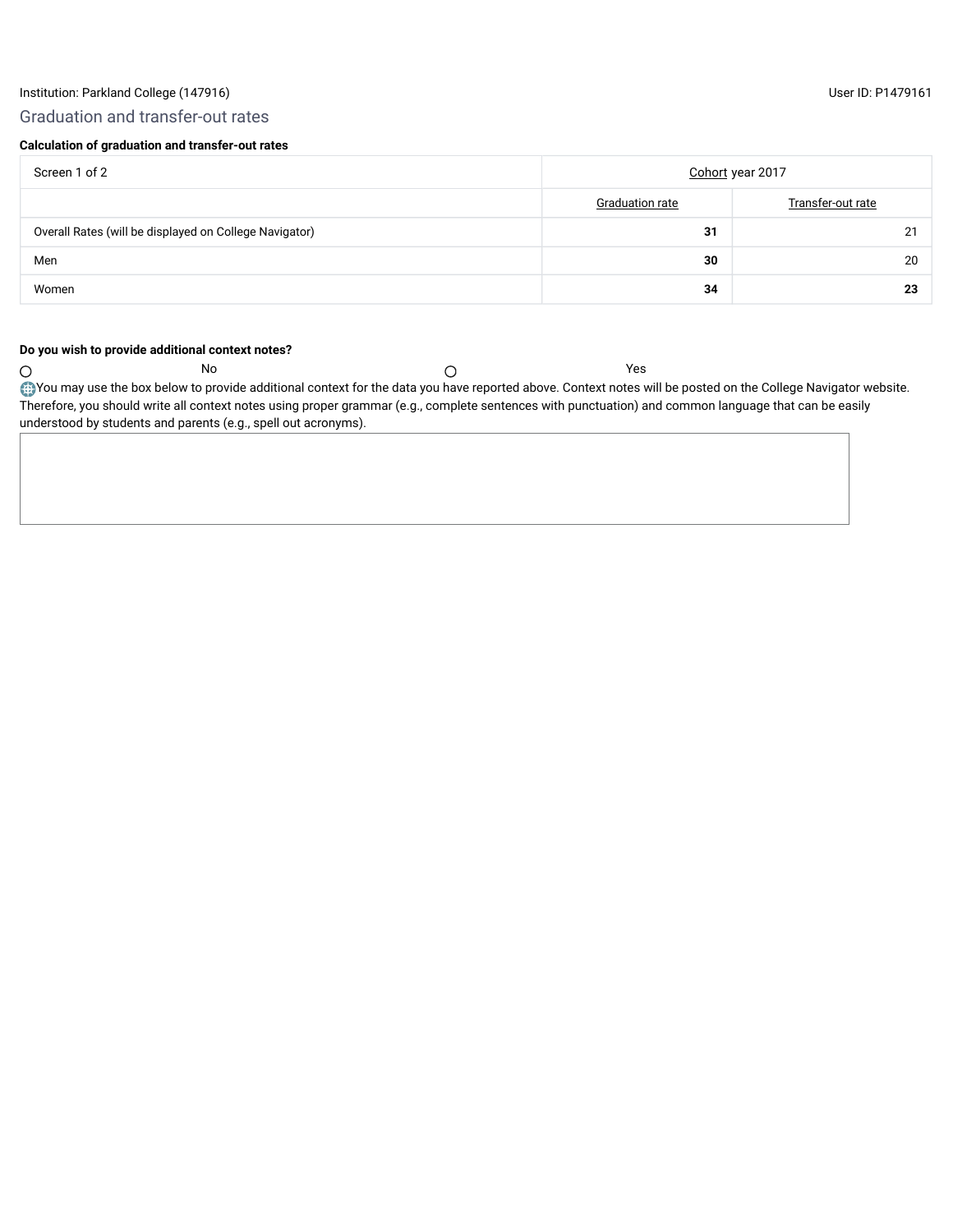Institution: Parkland College (147916)

User ID: P1479161

## Graduation and transfer-out rates

**Calculation of graduation and transfer-out rates**

| Screen 1 of 2 | Cohort year 2017 | |
|---|---|---|
| | Graduation rate | Transfer-out rate |
| Overall Rates (will be displayed on College Navigator) | **31** | 21 |
| Men | **30** | 20 |
| Women | **34** | **23** |

**Do you wish to provide additional context notes?**

○ No ○ Yes

You may use the box below to provide additional context for the data you have reported above. Context notes will be posted on the College Navigator website. Therefore, you should write all context notes using proper grammar (e.g., complete sentences with punctuation) and common language that can be easily understood by students and parents (e.g., spell out acronyms).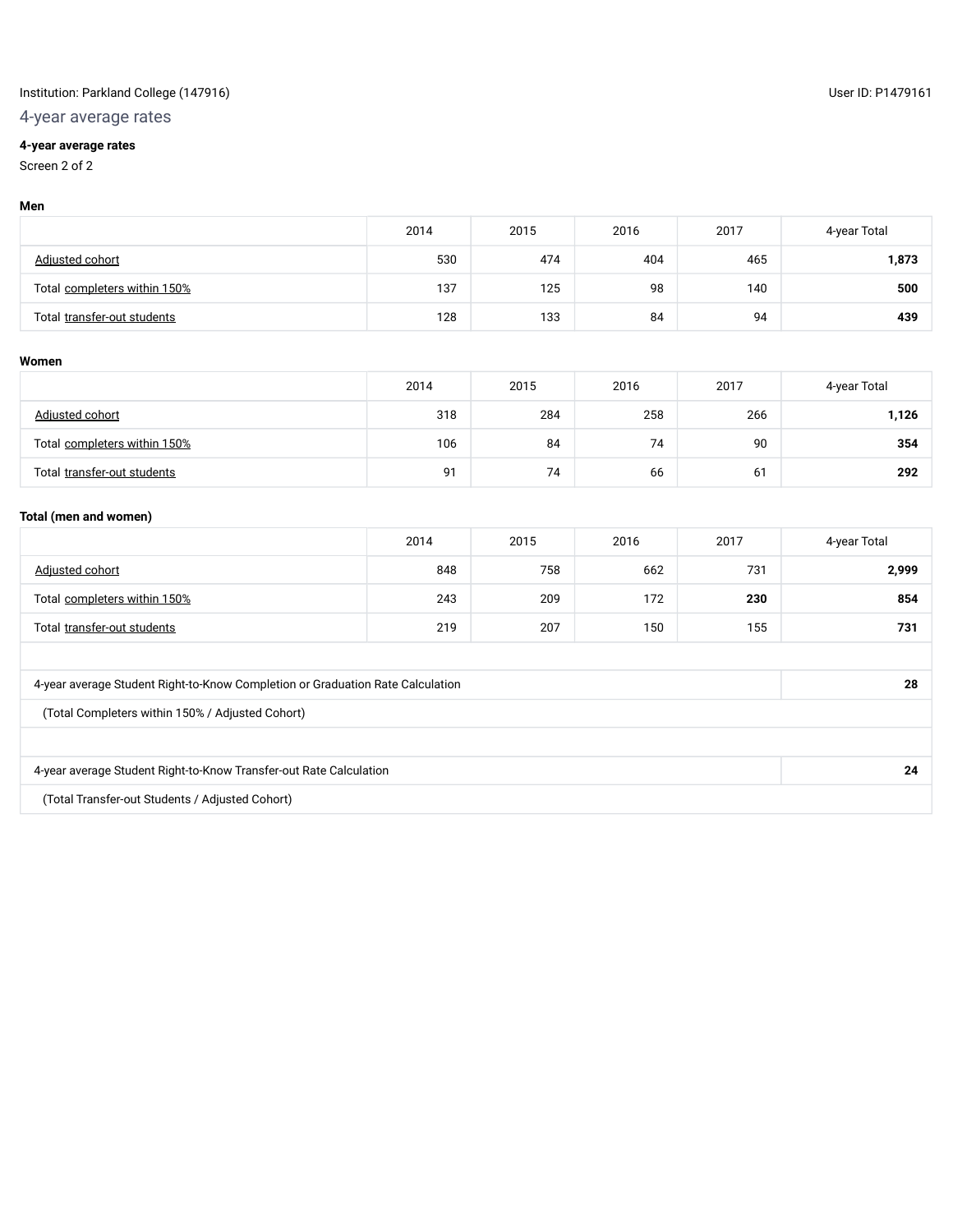Institution: Parkland College (147916)

User ID: P1479161

## 4-year average rates

**4-year average rates**

Screen 2 of 2

**Men**

| | 2014 | 2015 | 2016 | 2017 | 4-year Total |
|---|---|---|---|---|---|
| Adjusted cohort | 530 | 474 | 404 | 465 | **1,873** |
| Total completers within 150% | 137 | 125 | 98 | 140 | **500** |
| Total transfer-out students | 128 | 133 | 84 | 94 | **439** |

**Women**

| | 2014 | 2015 | 2016 | 2017 | 4-year Total |
|---|---|---|---|---|---|
| Adjusted cohort | 318 | 284 | 258 | 266 | **1,126** |
| Total completers within 150% | 106 | 84 | 74 | 90 | **354** |
| Total transfer-out students | 91 | 74 | 66 | 61 | **292** |

**Total (men and women)**

| | 2014 | 2015 | 2016 | 2017 | 4-year Total |
|---|---|---|---|---|---|
| Adjusted cohort | 848 | 758 | 662 | 731 | **2,999** |
| Total completers within 150% | 243 | 209 | 172 | **230** | **854** |
| Total transfer-out students | 219 | 207 | 150 | 155 | **731** |

| | |
|---|---|
| 4-year average Student Right-to-Know Completion or Graduation Rate Calculation | **28** |
| (Total Completers within 150% / Adjusted Cohort) | |
| | |
| 4-year average Student Right-to-Know Transfer-out Rate Calculation | **24** |
| (Total Transfer-out Students / Adjusted Cohort) | |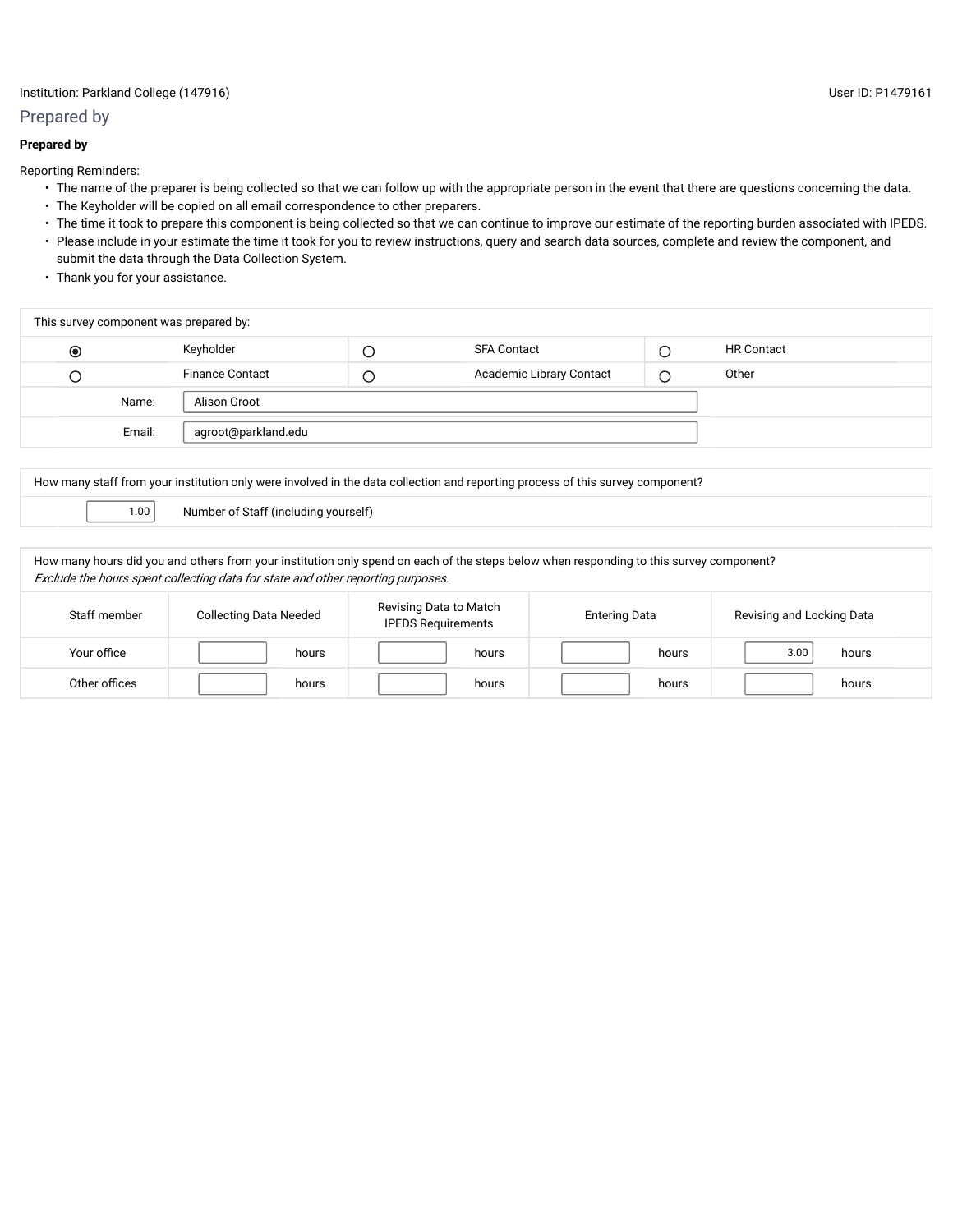Institution: Parkland College (147916)

User ID: P1479161

## Prepared by

**Prepared by**

Reporting Reminders:

- The name of the preparer is being collected so that we can follow up with the appropriate person in the event that there are questions concerning the data.
- The Keyholder will be copied on all email correspondence to other preparers.
- The time it took to prepare this component is being collected so that we can continue to improve our estimate of the reporting burden associated with IPEDS.
- Please include in your estimate the time it took for you to review instructions, query and search data sources, complete and review the component, and submit the data through the Data Collection System.
- Thank you for your assistance.

| This survey component was prepared by: | | | | | |
|---|---|---|---|---|---|
| ◉ | Keyholder | ○ | SFA Contact | ○ | HR Contact |
| ○ | Finance Contact | ○ | Academic Library Contact | ○ | Other |
| Name: | Alison Groot | | | | |
| Email: | agroot@parkland.edu | | | | |

| How many staff from your institution only were involved in the data collection and reporting process of this survey component? | |
|---|---|
| 1.00 | Number of Staff (including yourself) |

How many hours did you and others from your institution only spend on each of the steps below when responding to this survey component?
*Exclude the hours spent collecting data for state and other reporting purposes.*

| Staff member | Collecting Data Needed | Revising Data to Match IPEDS Requirements | Entering Data | Revising and Locking Data |
|---|---|---|---|---|
| Your office | hours | hours | hours | 3.00 hours |
| Other offices | hours | hours | hours | hours |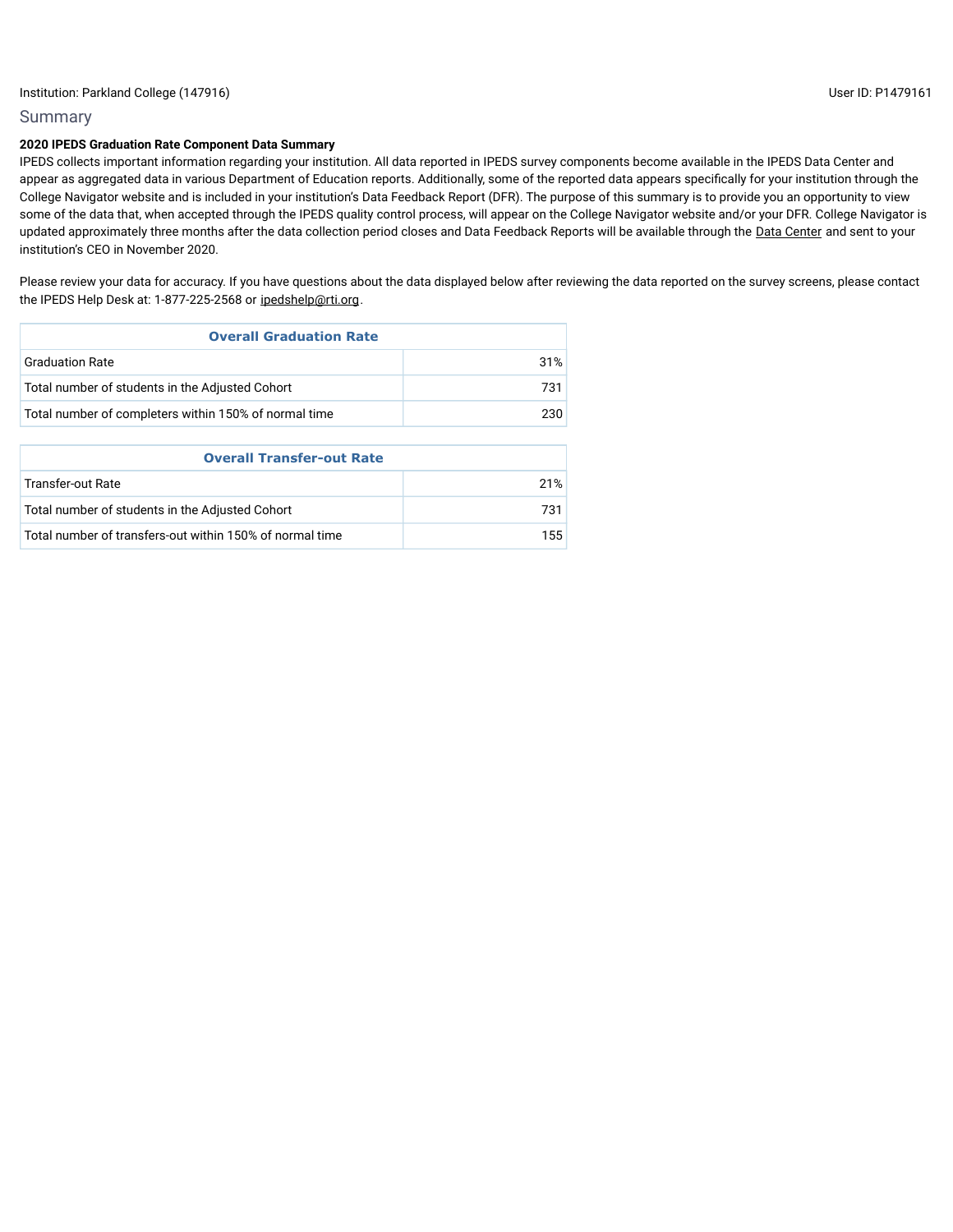Institution: Parkland College (147916)

User ID: P1479161

## Summary

**2020 IPEDS Graduation Rate Component Data Summary**

IPEDS collects important information regarding your institution. All data reported in IPEDS survey components become available in the IPEDS Data Center and appear as aggregated data in various Department of Education reports. Additionally, some of the reported data appears specifically for your institution through the College Navigator website and is included in your institution's Data Feedback Report (DFR). The purpose of this summary is to provide you an opportunity to view some of the data that, when accepted through the IPEDS quality control process, will appear on the College Navigator website and/or your DFR. College Navigator is updated approximately three months after the data collection period closes and Data Feedback Reports will be available through the Data Center and sent to your institution's CEO in November 2020.

Please review your data for accuracy. If you have questions about the data displayed below after reviewing the data reported on the survey screens, please contact the IPEDS Help Desk at: 1-877-225-2568 or ipedshelp@rti.org.

| Overall Graduation Rate | |
|---|---|
| Graduation Rate | 31% |
| Total number of students in the Adjusted Cohort | 731 |
| Total number of completers within 150% of normal time | 230 |

| Overall Transfer-out Rate | |
|---|---|
| Transfer-out Rate | 21% |
| Total number of students in the Adjusted Cohort | 731 |
| Total number of transfers-out within 150% of normal time | 155 |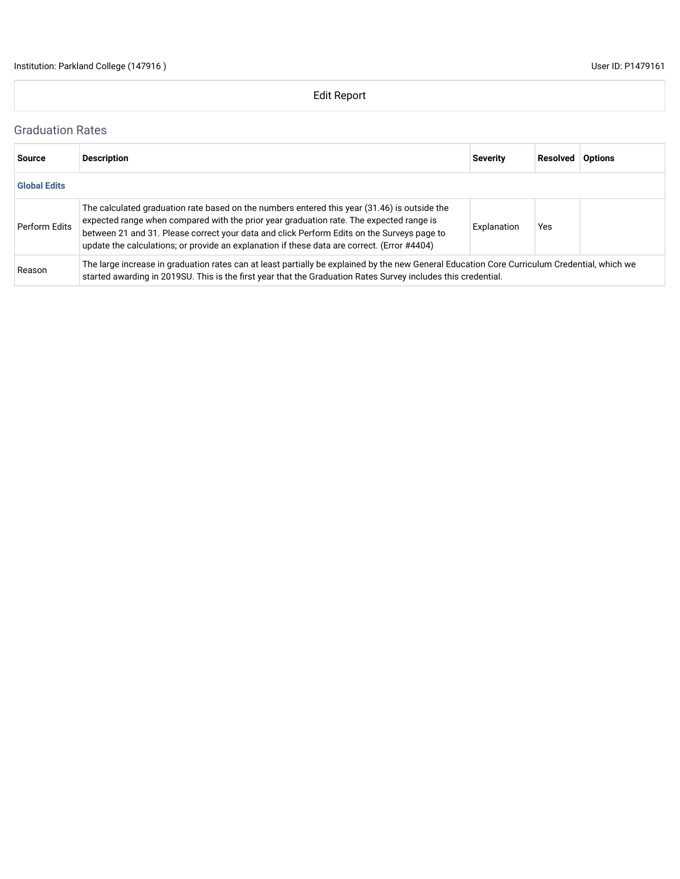Institution: Parkland College (147916 )

User ID: P1479161

Edit Report

## Graduation Rates

| Source | Description | Severity | Resolved | Options |
| --- | --- | --- | --- | --- |
| **Global Edits** | | | | |
| Perform Edits | The calculated graduation rate based on the numbers entered this year (31.46) is outside the expected range when compared with the prior year graduation rate. The expected range is between 21 and 31. Please correct your data and click Perform Edits on the Surveys page to update the calculations; or provide an explanation if these data are correct. (Error #4404) | Explanation | Yes | |
| Reason | The large increase in graduation rates can at least partially be explained by the new General Education Core Curriculum Credential, which we started awarding in 2019SU. This is the first year that the Graduation Rates Survey includes this credential. | | | |